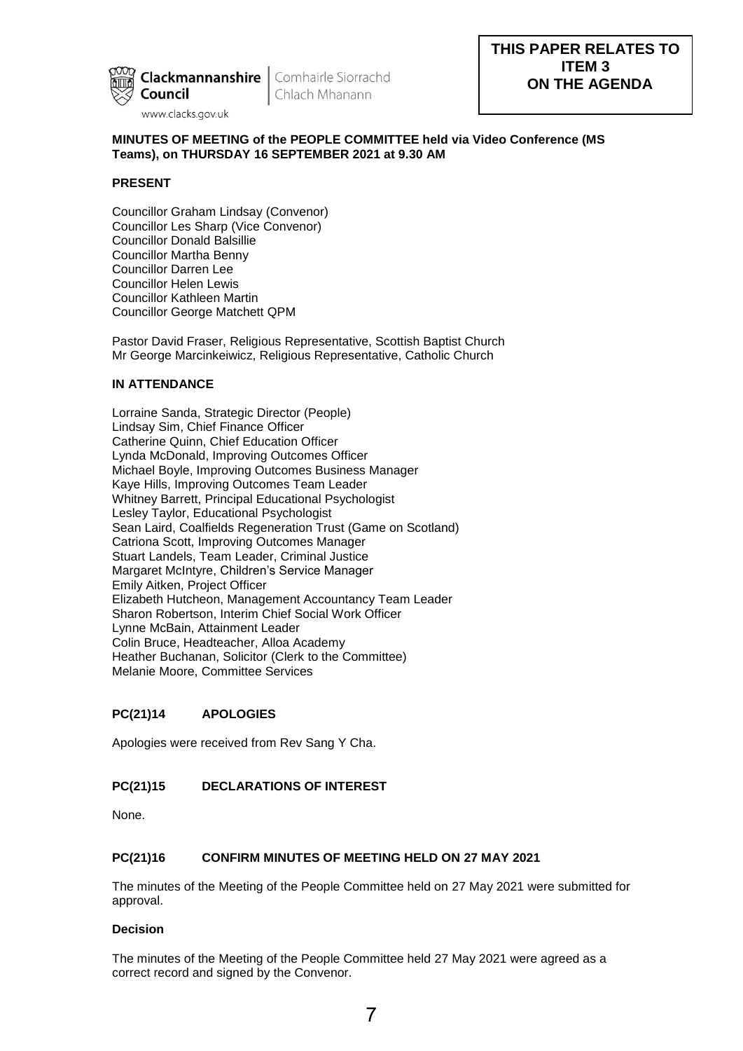Clackmannanshire Council | Comhairle Siorrachd Chlach Mhanann

www.clacks.gov.uk

**THIS PAPER RELATES TO ITEM 3 ON THE AGENDA**

**MINUTES OF MEETING of the PEOPLE COMMITTEE held via Video Conference (MS Teams), on THURSDAY 16 SEPTEMBER 2021 at 9.30 AM**

**PRESENT**

Councillor Graham Lindsay (Convenor)
Councillor Les Sharp (Vice Convenor)
Councillor Donald Balsillie
Councillor Martha Benny
Councillor Darren Lee
Councillor Helen Lewis
Councillor Kathleen Martin
Councillor George Matchett QPM

Pastor David Fraser, Religious Representative, Scottish Baptist Church
Mr George Marcinkeiwicz, Religious Representative, Catholic Church

**IN ATTENDANCE**

Lorraine Sanda, Strategic Director (People)
Lindsay Sim, Chief Finance Officer
Catherine Quinn, Chief Education Officer
Lynda McDonald, Improving Outcomes Officer
Michael Boyle, Improving Outcomes Business Manager
Kaye Hills, Improving Outcomes Team Leader
Whitney Barrett, Principal Educational Psychologist
Lesley Taylor, Educational Psychologist
Sean Laird, Coalfields Regeneration Trust (Game on Scotland)
Catriona Scott, Improving Outcomes Manager
Stuart Landels, Team Leader, Criminal Justice
Margaret McIntyre, Children's Service Manager
Emily Aitken, Project Officer
Elizabeth Hutcheon, Management Accountancy Team Leader
Sharon Robertson, Interim Chief Social Work Officer
Lynne McBain, Attainment Leader
Colin Bruce, Headteacher, Alloa Academy
Heather Buchanan, Solicitor (Clerk to the Committee)
Melanie Moore, Committee Services

**PC(21)14 APOLOGIES**

Apologies were received from Rev Sang Y Cha.

**PC(21)15 DECLARATIONS OF INTEREST**

None.

**PC(21)16 CONFIRM MINUTES OF MEETING HELD ON 27 MAY 2021**

The minutes of the Meeting of the People Committee held on 27 May 2021 were submitted for approval.

**Decision**

The minutes of the Meeting of the People Committee held 27 May 2021 were agreed as a correct record and signed by the Convenor.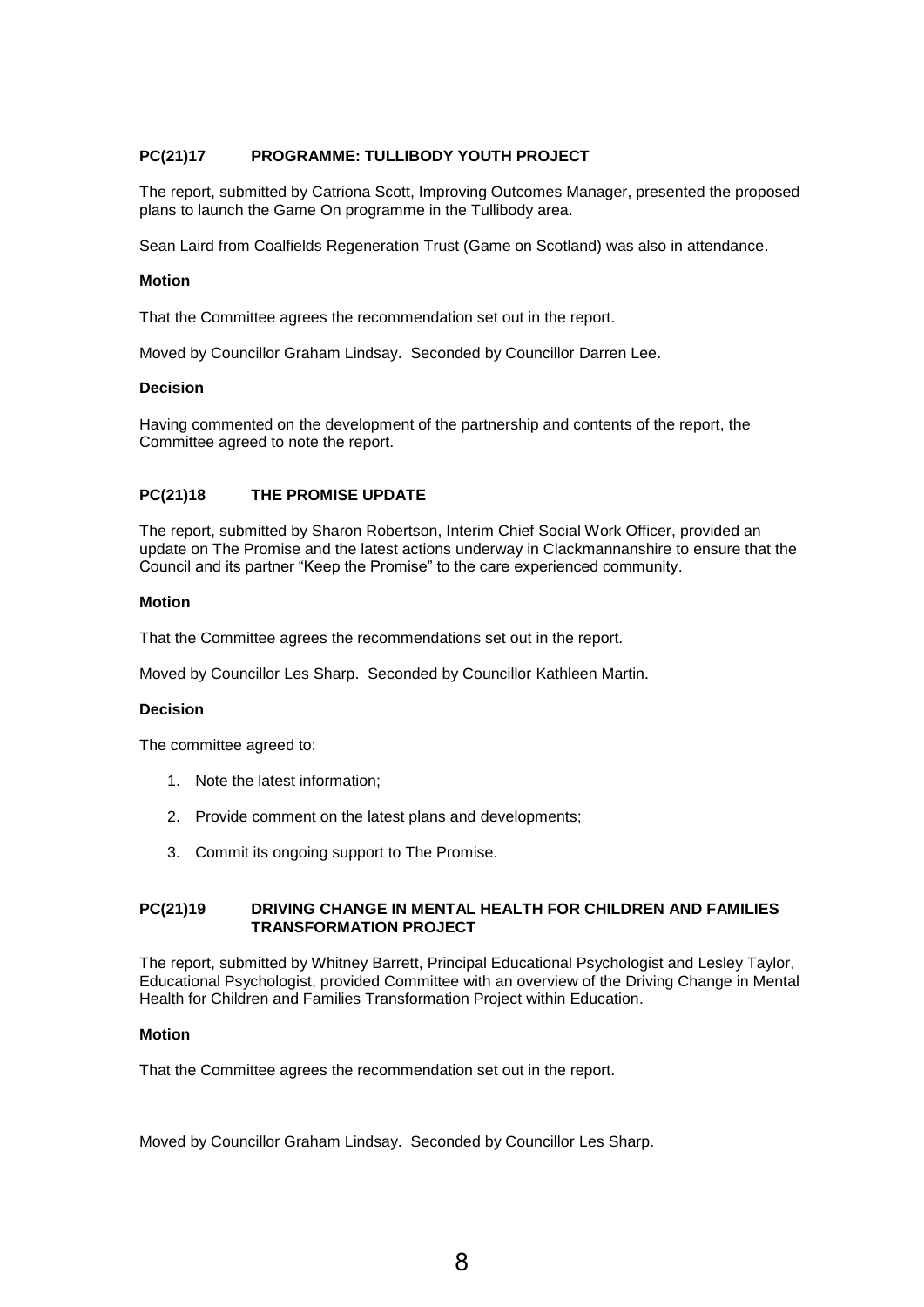### PC(21)17 PROGRAMME: TULLIBODY YOUTH PROJECT

The report, submitted by Catriona Scott, Improving Outcomes Manager, presented the proposed plans to launch the Game On programme in the Tullibody area.

Sean Laird from Coalfields Regeneration Trust (Game on Scotland) was also in attendance.

**Motion**

That the Committee agrees the recommendation set out in the report.

Moved by Councillor Graham Lindsay. Seconded by Councillor Darren Lee.

**Decision**

Having commented on the development of the partnership and contents of the report, the Committee agreed to note the report.

### PC(21)18 THE PROMISE UPDATE

The report, submitted by Sharon Robertson, Interim Chief Social Work Officer, provided an update on The Promise and the latest actions underway in Clackmannanshire to ensure that the Council and its partner "Keep the Promise" to the care experienced community.

**Motion**

That the Committee agrees the recommendations set out in the report.

Moved by Councillor Les Sharp. Seconded by Councillor Kathleen Martin.

**Decision**

The committee agreed to:

1. Note the latest information;
2. Provide comment on the latest plans and developments;
3. Commit its ongoing support to The Promise.

### PC(21)19 DRIVING CHANGE IN MENTAL HEALTH FOR CHILDREN AND FAMILIES TRANSFORMATION PROJECT

The report, submitted by Whitney Barrett, Principal Educational Psychologist and Lesley Taylor, Educational Psychologist, provided Committee with an overview of the Driving Change in Mental Health for Children and Families Transformation Project within Education.

**Motion**

That the Committee agrees the recommendation set out in the report.

Moved by Councillor Graham Lindsay. Seconded by Councillor Les Sharp.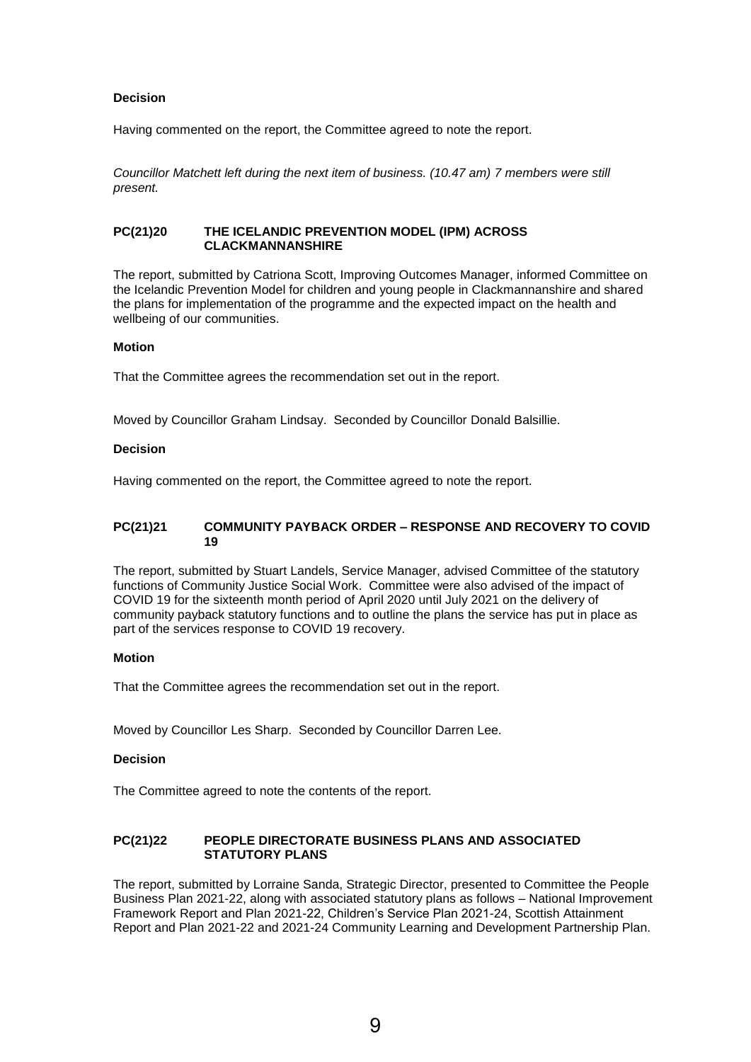**Decision**

Having commented on the report, the Committee agreed to note the report.

*Councillor Matchett left during the next item of business. (10.47 am) 7 members were still present.*

**PC(21)20 THE ICELANDIC PREVENTION MODEL (IPM) ACROSS CLACKMANNANSHIRE**

The report, submitted by Catriona Scott, Improving Outcomes Manager, informed Committee on the Icelandic Prevention Model for children and young people in Clackmannanshire and shared the plans for implementation of the programme and the expected impact on the health and wellbeing of our communities.

**Motion**

That the Committee agrees the recommendation set out in the report.

Moved by Councillor Graham Lindsay. Seconded by Councillor Donald Balsillie.

**Decision**

Having commented on the report, the Committee agreed to note the report.

**PC(21)21 COMMUNITY PAYBACK ORDER – RESPONSE AND RECOVERY TO COVID 19**

The report, submitted by Stuart Landels, Service Manager, advised Committee of the statutory functions of Community Justice Social Work. Committee were also advised of the impact of COVID 19 for the sixteenth month period of April 2020 until July 2021 on the delivery of community payback statutory functions and to outline the plans the service has put in place as part of the services response to COVID 19 recovery.

**Motion**

That the Committee agrees the recommendation set out in the report.

Moved by Councillor Les Sharp. Seconded by Councillor Darren Lee.

**Decision**

The Committee agreed to note the contents of the report.

**PC(21)22 PEOPLE DIRECTORATE BUSINESS PLANS AND ASSOCIATED STATUTORY PLANS**

The report, submitted by Lorraine Sanda, Strategic Director, presented to Committee the People Business Plan 2021-22, along with associated statutory plans as follows – National Improvement Framework Report and Plan 2021-22, Children's Service Plan 2021-24, Scottish Attainment Report and Plan 2021-22 and 2021-24 Community Learning and Development Partnership Plan.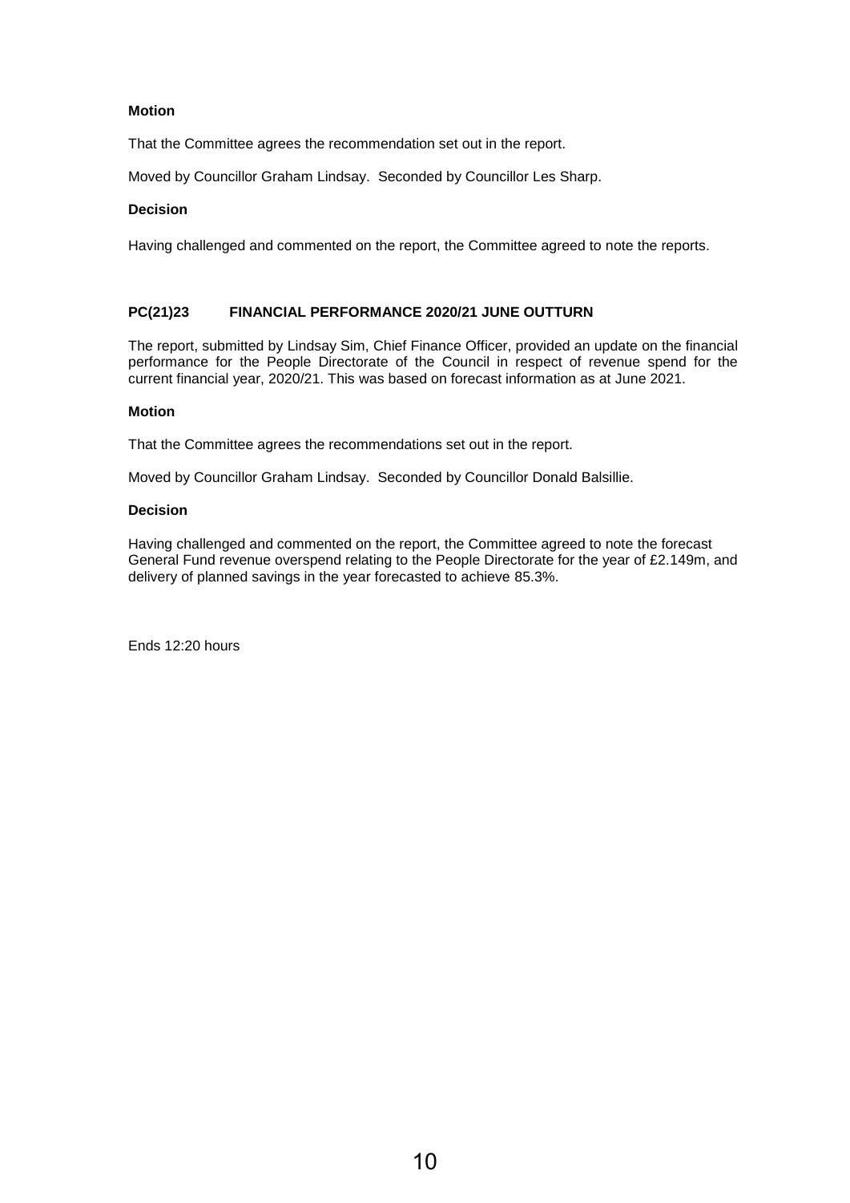**Motion**

That the Committee agrees the recommendation set out in the report.

Moved by Councillor Graham Lindsay. Seconded by Councillor Les Sharp.

**Decision**

Having challenged and commented on the report, the Committee agreed to note the reports.

### PC(21)23 FINANCIAL PERFORMANCE 2020/21 JUNE OUTTURN

The report, submitted by Lindsay Sim, Chief Finance Officer, provided an update on the financial performance for the People Directorate of the Council in respect of revenue spend for the current financial year, 2020/21. This was based on forecast information as at June 2021.

**Motion**

That the Committee agrees the recommendations set out in the report.

Moved by Councillor Graham Lindsay. Seconded by Councillor Donald Balsillie.

**Decision**

Having challenged and commented on the report, the Committee agreed to note the forecast General Fund revenue overspend relating to the People Directorate for the year of £2.149m, and delivery of planned savings in the year forecasted to achieve 85.3%.

Ends 12:20 hours